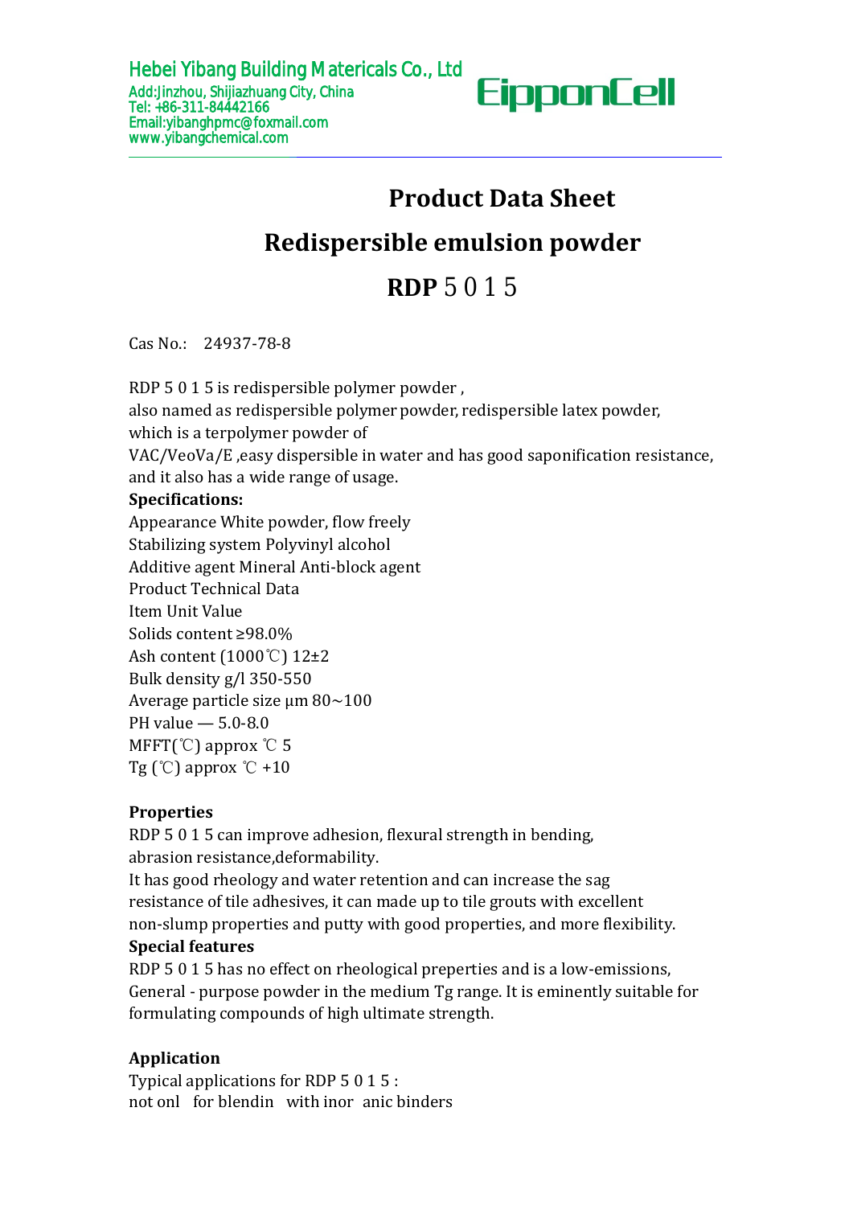Hebei Yibang Building Matericals Co., Ltd
Add:Jinzhou, Shijiazhuang City, China
Tel: +86-311-84442166
Email:yibanghpmc@foxmail.com
www.yibangchemical.com

EipponCell

# Product Data Sheet

# Redispersible emulsion powder

# RDP 5 0 1 5

Cas No.: 24937-78-8

RDP 5 0 1 5 is redispersible polymer powder ,
also named as redispersible polymer powder, redispersible latex powder,
which is a terpolymer powder of
VAC/VeoVa/E ,easy dispersible in water and has good saponification resistance,
and it also has a wide range of usage.

**Specifications:**

Appearance White powder, flow freely
Stabilizing system Polyvinyl alcohol
Additive agent Mineral Anti-block agent
Product Technical Data
Item Unit Value
Solids content ≥98.0%
Ash content (1000℃) 12±2
Bulk density g/l 350-550
Average particle size μm 80~100
PH value — 5.0-8.0
MFFT(℃) approx ℃ 5
Tg (℃) approx ℃ +10

**Properties**

RDP 5 0 1 5 can improve adhesion, flexural strength in bending,
abrasion resistance,deformability.
It has good rheology and water retention and can increase the sag
resistance of tile adhesives, it can made up to tile grouts with excellent
non-slump properties and putty with good properties, and more flexibility.

**Special features**

RDP 5 0 1 5 has no effect on rheological preperties and is a low-emissions,
General - purpose powder in the medium Tg range. It is eminently suitable for
formulating compounds of high ultimate strength.

**Application**

Typical applications for RDP 5 0 1 5 :
not onl for blendin with inor anic binders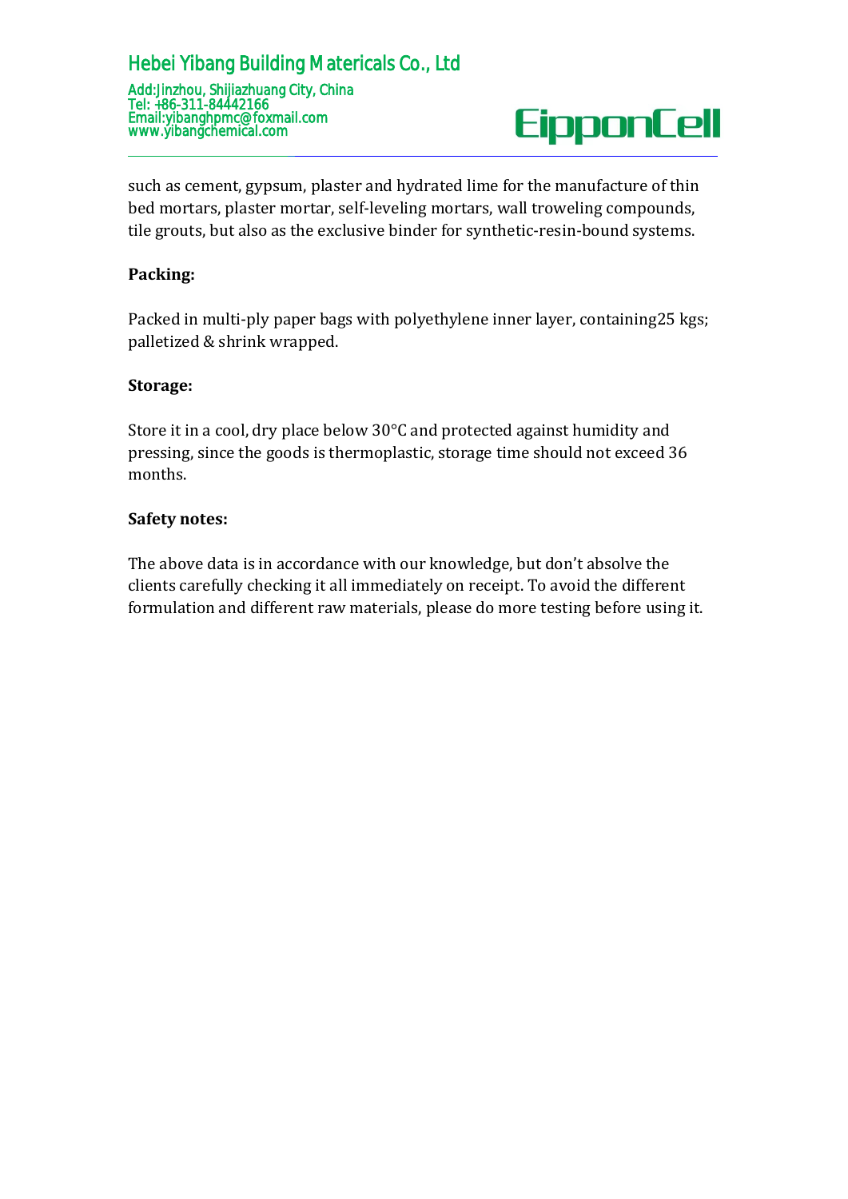such as cement, gypsum, plaster and hydrated lime for the manufacture of thin bed mortars, plaster mortar, self-leveling mortars, wall troweling compounds, tile grouts, but also as the exclusive binder for synthetic-resin-bound systems.

**Packing:**

Packed in multi-ply paper bags with polyethylene inner layer, containing25 kgs; palletized & shrink wrapped.

**Storage:**

Store it in a cool, dry place below 30°C and protected against humidity and pressing, since the goods is thermoplastic, storage time should not exceed 36 months.

**Safety notes:**

The above data is in accordance with our knowledge, but don't absolve the clients carefully checking it all immediately on receipt. To avoid the different formulation and different raw materials, please do more testing before using it.